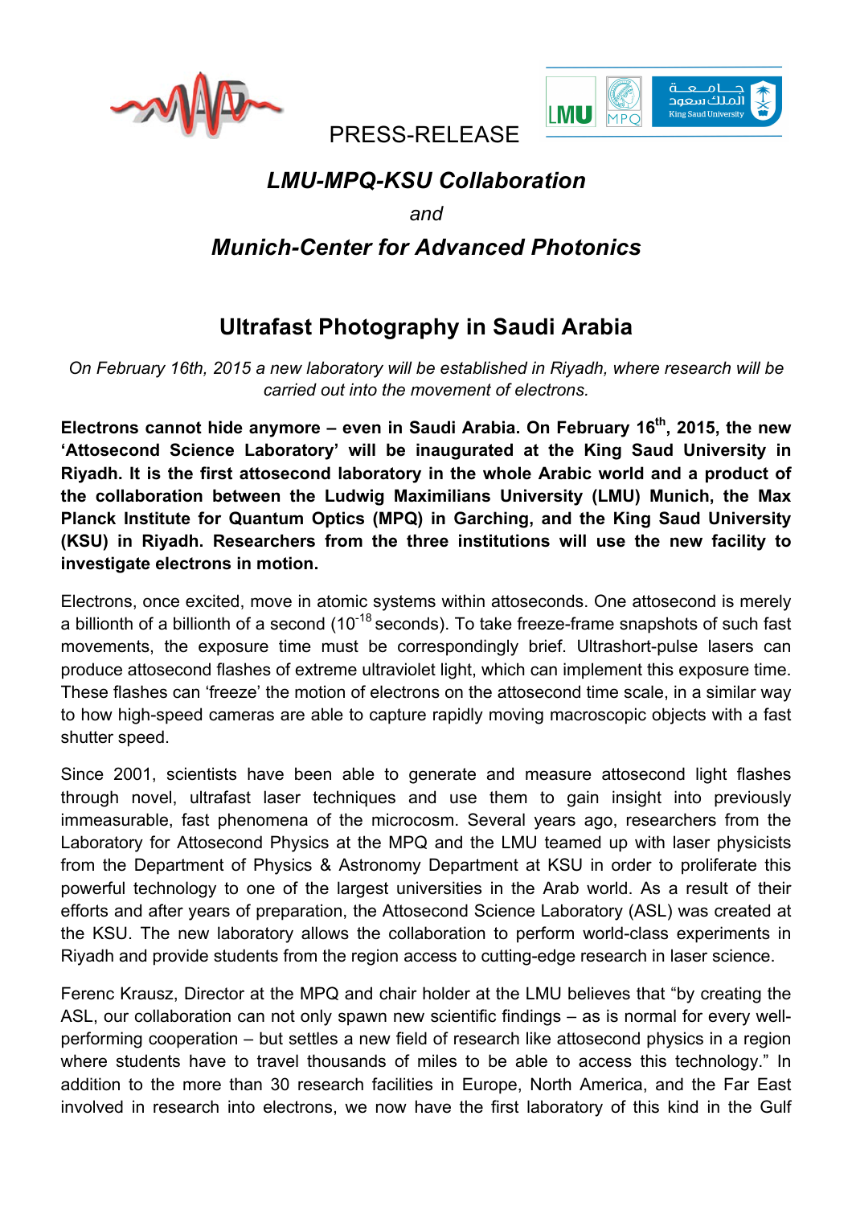PRESS-RELEASE

## *LMU-MPQ-KSU Collaboration*

*and*

## *Munich-Center for Advanced Photonics*

# Ultrafast Photography in Saudi Arabia

*On February 16th, 2015 a new laboratory will be established in Riyadh, where research will be carried out into the movement of electrons.*

**Electrons cannot hide anymore – even in Saudi Arabia. On February 16$^{th}$, 2015, the new 'Attosecond Science Laboratory' will be inaugurated at the King Saud University in Riyadh. It is the first attosecond laboratory in the whole Arabic world and a product of the collaboration between the Ludwig Maximilians University (LMU) Munich, the Max Planck Institute for Quantum Optics (MPQ) in Garching, and the King Saud University (KSU) in Riyadh. Researchers from the three institutions will use the new facility to investigate electrons in motion.**

Electrons, once excited, move in atomic systems within attoseconds. One attosecond is merely a billionth of a billionth of a second ($10^{-18}$ seconds). To take freeze-frame snapshots of such fast movements, the exposure time must be correspondingly brief. Ultrashort-pulse lasers can produce attosecond flashes of extreme ultraviolet light, which can implement this exposure time. These flashes can 'freeze' the motion of electrons on the attosecond time scale, in a similar way to how high-speed cameras are able to capture rapidly moving macroscopic objects with a fast shutter speed.

Since 2001, scientists have been able to generate and measure attosecond light flashes through novel, ultrafast laser techniques and use them to gain insight into previously immeasurable, fast phenomena of the microcosm. Several years ago, researchers from the Laboratory for Attosecond Physics at the MPQ and the LMU teamed up with laser physicists from the Department of Physics & Astronomy Department at KSU in order to proliferate this powerful technology to one of the largest universities in the Arab world. As a result of their efforts and after years of preparation, the Attosecond Science Laboratory (ASL) was created at the KSU. The new laboratory allows the collaboration to perform world-class experiments in Riyadh and provide students from the region access to cutting-edge research in laser science.

Ferenc Krausz, Director at the MPQ and chair holder at the LMU believes that "by creating the ASL, our collaboration can not only spawn new scientific findings – as is normal for every well-performing cooperation – but settles a new field of research like attosecond physics in a region where students have to travel thousands of miles to be able to access this technology." In addition to the more than 30 research facilities in Europe, North America, and the Far East involved in research into electrons, we now have the first laboratory of this kind in the Gulf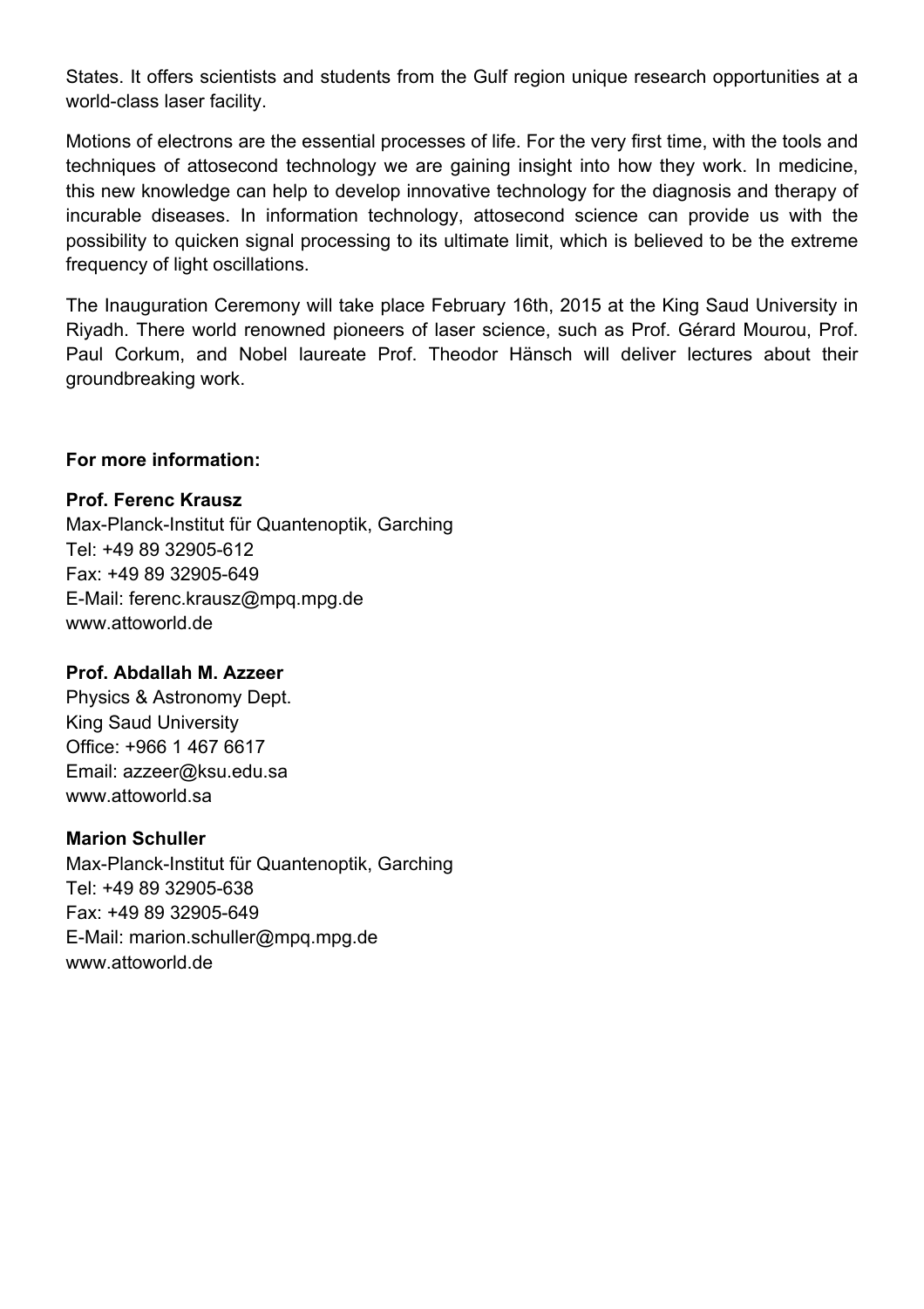States. It offers scientists and students from the Gulf region unique research opportunities at a world-class laser facility.

Motions of electrons are the essential processes of life. For the very first time, with the tools and techniques of attosecond technology we are gaining insight into how they work. In medicine, this new knowledge can help to develop innovative technology for the diagnosis and therapy of incurable diseases. In information technology, attosecond science can provide us with the possibility to quicken signal processing to its ultimate limit, which is believed to be the extreme frequency of light oscillations.

The Inauguration Ceremony will take place February 16th, 2015 at the King Saud University in Riyadh. There world renowned pioneers of laser science, such as Prof. Gérard Mourou, Prof. Paul Corkum, and Nobel laureate Prof. Theodor Hänsch will deliver lectures about their groundbreaking work.

**For more information:**

**Prof. Ferenc Krausz**
Max-Planck-Institut für Quantenoptik, Garching
Tel: +49 89 32905-612
Fax: +49 89 32905-649
E-Mail: ferenc.krausz@mpq.mpg.de
www.attoworld.de

**Prof. Abdallah M. Azzeer**
Physics & Astronomy Dept.
King Saud University
Office: +966 1 467 6617
Email: azzeer@ksu.edu.sa
www.attoworld.sa

**Marion Schuller**
Max-Planck-Institut für Quantenoptik, Garching
Tel: +49 89 32905-638
Fax: +49 89 32905-649
E-Mail: marion.schuller@mpq.mpg.de
www.attoworld.de